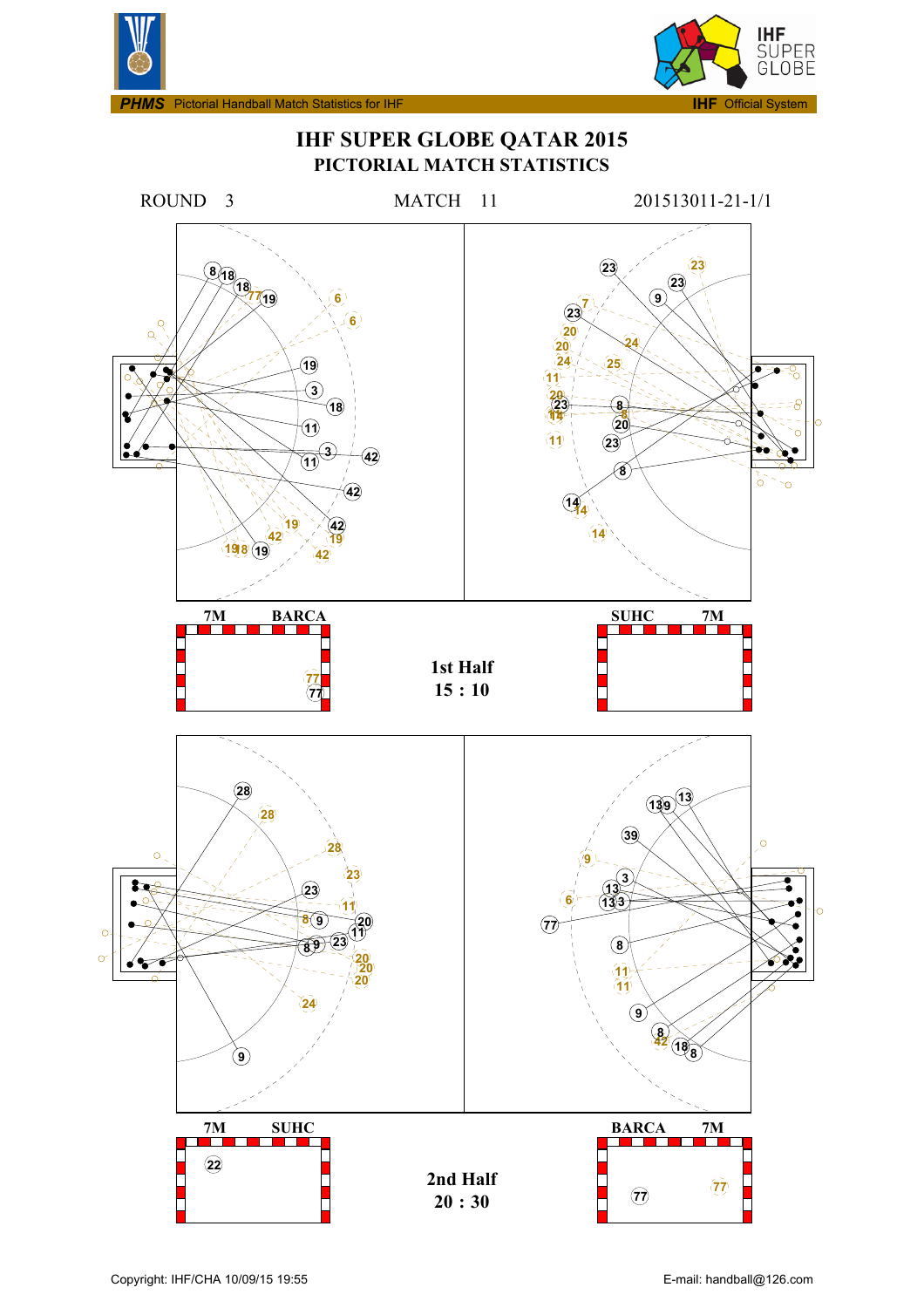PHMS Pictorial Handball Match Statistics for IHF

IHF Official System

# IHF SUPER GLOBE QATAR 2015

## PICTORIAL MATCH STATISTICS

ROUND 3 MATCH 11 201513011-21-1/1

7M BARCA

1st Half
15 : 10

SUHC 7M

7M SUHC

2nd Half
20 : 30

BARCA 7M

Copyright: IHF/CHA 10/09/15 19:55

E-mail: handball@126.com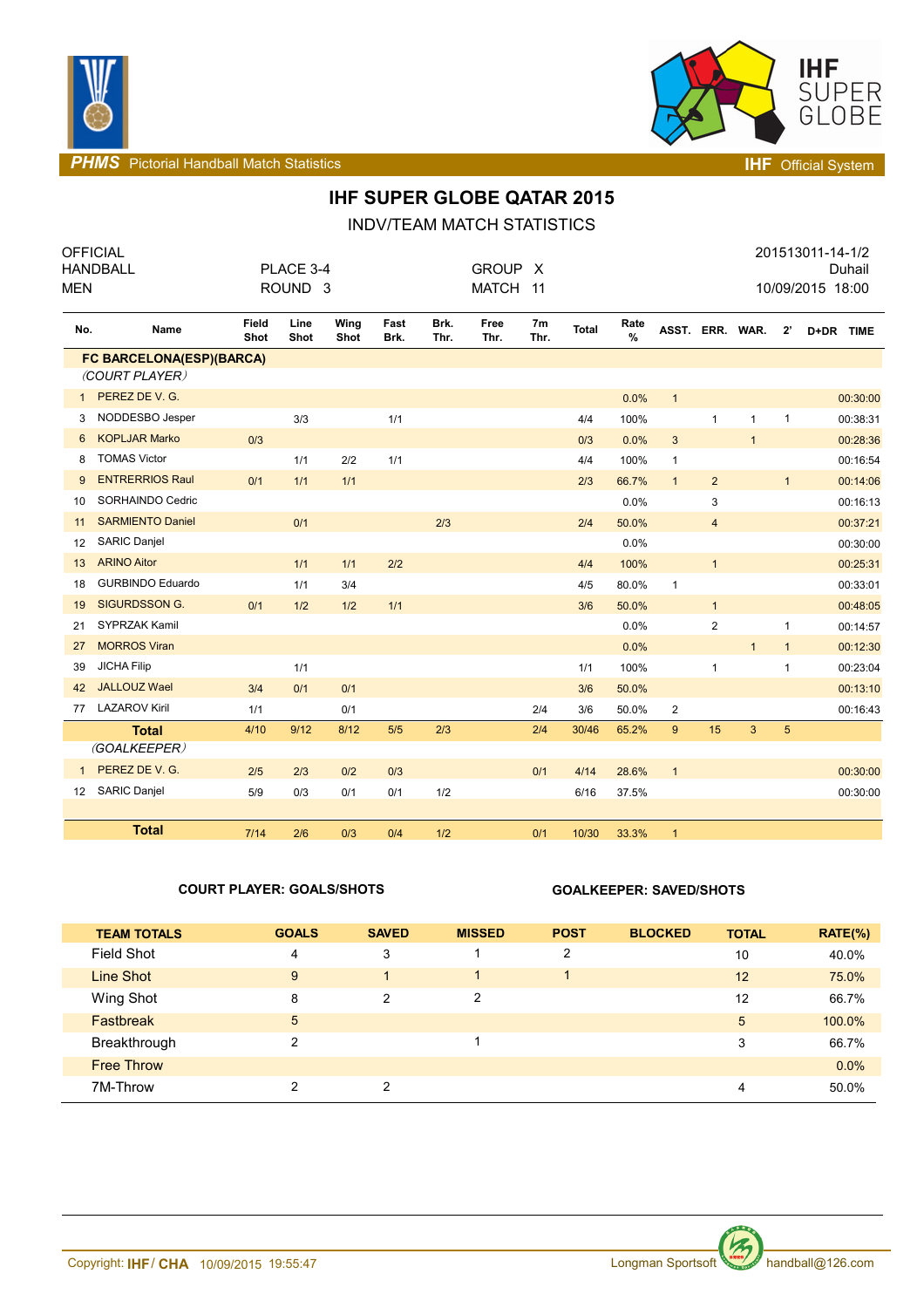PHMS Pictorial Handball Match Statistics — IHF Official System

# IHF SUPER GLOBE QATAR 2015

## INDV/TEAM MATCH STATISTICS

| OFFICIAL | | | 201513011-14-1/2 |
|---|---|---|---|
| HANDBALL | PLACE 3-4 | GROUP X | Duhail |
| MEN | ROUND 3 | MATCH 11 | 10/09/2015 18:00 |

| No. | Name | Field Shot | Line Shot | Wing Shot | Fast Brk. | Brk. Thr. | Free Thr. | 7m Thr. | Total | Rate % | ASST. | ERR. | WAR. | 2' | D+DR | TIME |
|---|---|---|---|---|---|---|---|---|---|---|---|---|---|---|---|---|
| | **FC BARCELONA(ESP)(BARCA)** | | | | | | | | | | | | | | | |
| | *(COURT PLAYER)* | | | | | | | | | | | | | | | |
| 1 | PEREZ DE V. G. | | | | | | | | | 0.0% | 1 | | | | | 00:30:00 |
| 3 | NODDESBO Jesper | | 3/3 | | 1/1 | | | | 4/4 | 100% | | 1 | 1 | 1 | | 00:38:31 |
| 6 | KOPLJAR Marko | 0/3 | | | | | | | 0/3 | 0.0% | 3 | | 1 | | | 00:28:36 |
| 8 | TOMAS Victor | | 1/1 | 2/2 | 1/1 | | | | 4/4 | 100% | 1 | | | | | 00:16:54 |
| 9 | ENTRERRIOS Raul | 0/1 | 1/1 | 1/1 | | | | | 2/3 | 66.7% | 1 | 2 | | 1 | | 00:14:06 |
| 10 | SORHAINDO Cedric | | | | | | | | | 0.0% | | 3 | | | | 00:16:13 |
| 11 | SARMIENTO Daniel | | 0/1 | | | 2/3 | | | 2/4 | 50.0% | | 4 | | | | 00:37:21 |
| 12 | SARIC Danjel | | | | | | | | | 0.0% | | | | | | 00:30:00 |
| 13 | ARINO Aitor | | 1/1 | 1/1 | 2/2 | | | | 4/4 | 100% | | 1 | | | | 00:25:31 |
| 18 | GURBINDO Eduardo | | 1/1 | 3/4 | | | | | 4/5 | 80.0% | 1 | | | | | 00:33:01 |
| 19 | SIGURDSSON G. | 0/1 | 1/2 | 1/2 | 1/1 | | | | 3/6 | 50.0% | | 1 | | | | 00:48:05 |
| 21 | SYPRZAK Kamil | | | | | | | | | 0.0% | | 2 | | 1 | | 00:14:57 |
| 27 | MORROS Viran | | | | | | | | | 0.0% | | | 1 | 1 | | 00:12:30 |
| 39 | JICHA Filip | | 1/1 | | | | | | 1/1 | 100% | | 1 | | 1 | | 00:23:04 |
| 42 | JALLOUZ Wael | 3/4 | 0/1 | 0/1 | | | | | 3/6 | 50.0% | | | | | | 00:13:10 |
| 77 | LAZAROV Kiril | 1/1 | | 0/1 | | | | 2/4 | 3/6 | 50.0% | 2 | | | | | 00:16:43 |
| | **Total** | 4/10 | 9/12 | 8/12 | 5/5 | 2/3 | | 2/4 | 30/46 | 65.2% | 9 | 15 | 3 | 5 | | |
| | *(GOALKEEPER)* | | | | | | | | | | | | | | | |
| 1 | PEREZ DE V. G. | 2/5 | 2/3 | 0/2 | 0/3 | | | 0/1 | 4/14 | 28.6% | 1 | | | | | 00:30:00 |
| 12 | SARIC Danjel | 5/9 | 0/3 | 0/1 | 0/1 | 1/2 | | | 6/16 | 37.5% | | | | | | 00:30:00 |
| | **Total** | 7/14 | 2/6 | 0/3 | 0/4 | 1/2 | | 0/1 | 10/30 | 33.3% | 1 | | | | | |

**COURT PLAYER: GOALS/SHOTS** — **GOALKEEPER: SAVED/SHOTS**

| TEAM TOTALS | GOALS | SAVED | MISSED | POST | BLOCKED | TOTAL | RATE(%) |
|---|---|---|---|---|---|---|---|
| Field Shot | 4 | 3 | 1 | 2 | | 10 | 40.0% |
| Line Shot | 9 | 1 | 1 | 1 | | 12 | 75.0% |
| Wing Shot | 8 | 2 | 2 | | | 12 | 66.7% |
| Fastbreak | 5 | | | | | 5 | 100.0% |
| Breakthrough | 2 | | 1 | | | 3 | 66.7% |
| Free Throw | | | | | | | 0.0% |
| 7M-Throw | 2 | 2 | | | | 4 | 50.0% |

Copyright: IHF / CHA 10/09/2015 19:55:47 — Longman Sportsoft — handball@126.com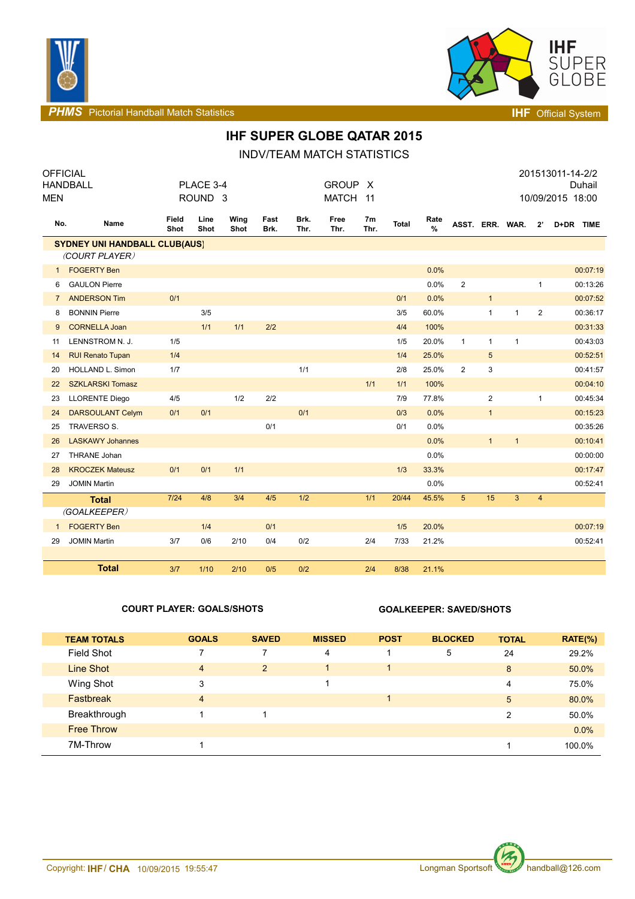PHMS Pictorial Handball Match Statistics — IHF Official System

# IHF SUPER GLOBE QATAR 2015

## INDV/TEAM MATCH STATISTICS

| OFFICIAL HANDBALL MEN | PLACE 3-4 ROUND 3 | GROUP X MATCH 11 | 201513011-14-2/2 Duhail 10/09/2015 18:00 |
|---|---|---|---|

| No. | Name | Field Shot | Line Shot | Wing Shot | Fast Brk. | Brk. Thr. | Free Thr. | 7m Thr. | Total | Rate % | ASST. | ERR. | WAR. | 2' | D+DR | TIME |
|---|---|---|---|---|---|---|---|---|---|---|---|---|---|---|---|---|
| **SYDNEY UNI HANDBALL CLUB(AUS)** | | | | | | | | | | | | | | | | |
| *(COURT PLAYER)* | | | | | | | | | | | | | | | | |
| 1 | FOGERTY Ben | | | | | | | | | 0.0% | | | | | | 00:07:19 |
| 6 | GAULON Pierre | | | | | | | | | 0.0% | 2 | | | 1 | | 00:13:26 |
| 7 | ANDERSON Tim | 0/1 | | | | | | | 0/1 | 0.0% | | 1 | | | | 00:07:52 |
| 8 | BONNIN Pierre | | 3/5 | | | | | | 3/5 | 60.0% | | 1 | 1 | 2 | | 00:36:17 |
| 9 | CORNELLA Joan | | 1/1 | 1/1 | 2/2 | | | | 4/4 | 100% | | | | | | 00:31:33 |
| 11 | LENNSTROM N. J. | 1/5 | | | | | | | 1/5 | 20.0% | 1 | 1 | 1 | | | 00:43:03 |
| 14 | RUI Renato Tupan | 1/4 | | | | | | | 1/4 | 25.0% | | 5 | | | | 00:52:51 |
| 20 | HOLLAND L. Simon | 1/7 | | | | 1/1 | | | 2/8 | 25.0% | 2 | 3 | | | | 00:41:57 |
| 22 | SZKLARSKI Tomasz | | | | | | | 1/1 | 1/1 | 100% | | | | | | 00:04:10 |
| 23 | LLORENTE Diego | 4/5 | | 1/2 | 2/2 | | | | 7/9 | 77.8% | | 2 | | 1 | | 00:45:34 |
| 24 | DARSOULANT Celym | 0/1 | 0/1 | | | 0/1 | | | 0/3 | 0.0% | | 1 | | | | 00:15:23 |
| 25 | TRAVERSO S. | | | | 0/1 | | | | 0/1 | 0.0% | | | | | | 00:35:26 |
| 26 | LASKAWY Johannes | | | | | | | | | 0.0% | | 1 | 1 | | | 00:10:41 |
| 27 | THRANE Johan | | | | | | | | | 0.0% | | | | | | 00:00:00 |
| 28 | KROCZEK Mateusz | 0/1 | 0/1 | 1/1 | | | | | 1/3 | 33.3% | | | | | | 00:17:47 |
| 29 | JOMIN Martin | | | | | | | | | 0.0% | | | | | | 00:52:41 |
| | **Total** | 7/24 | 4/8 | 3/4 | 4/5 | 1/2 | | 1/1 | 20/44 | 45.5% | 5 | 15 | 3 | 4 | | |
| *(GOALKEEPER)* | | | | | | | | | | | | | | | | |
| 1 | FOGERTY Ben | | 1/4 | | 0/1 | | | | 1/5 | 20.0% | | | | | | 00:07:19 |
| 29 | JOMIN Martin | 3/7 | 0/6 | 2/10 | 0/4 | 0/2 | | 2/4 | 7/33 | 21.2% | | | | | | 00:52:41 |
| | **Total** | 3/7 | 1/10 | 2/10 | 0/5 | 0/2 | | 2/4 | 8/38 | 21.1% | | | | | | |

**COURT PLAYER: GOALS/SHOTS** — **GOALKEEPER: SAVED/SHOTS**

| TEAM TOTALS | GOALS | SAVED | MISSED | POST | BLOCKED | TOTAL | RATE(%) |
|---|---|---|---|---|---|---|---|
| Field Shot | 7 | 7 | 4 | 1 | 5 | 24 | 29.2% |
| Line Shot | 4 | 2 | 1 | 1 | | 8 | 50.0% |
| Wing Shot | 3 | | 1 | | | 4 | 75.0% |
| Fastbreak | 4 | | | 1 | | 5 | 80.0% |
| Breakthrough | 1 | 1 | | | | 2 | 50.0% |
| Free Throw | | | | | | | 0.0% |
| 7M-Throw | 1 | | | | | 1 | 100.0% |

Copyright: IHF / CHA 10/09/2015 19:55:47 — Longman Sportsoft handball@126.com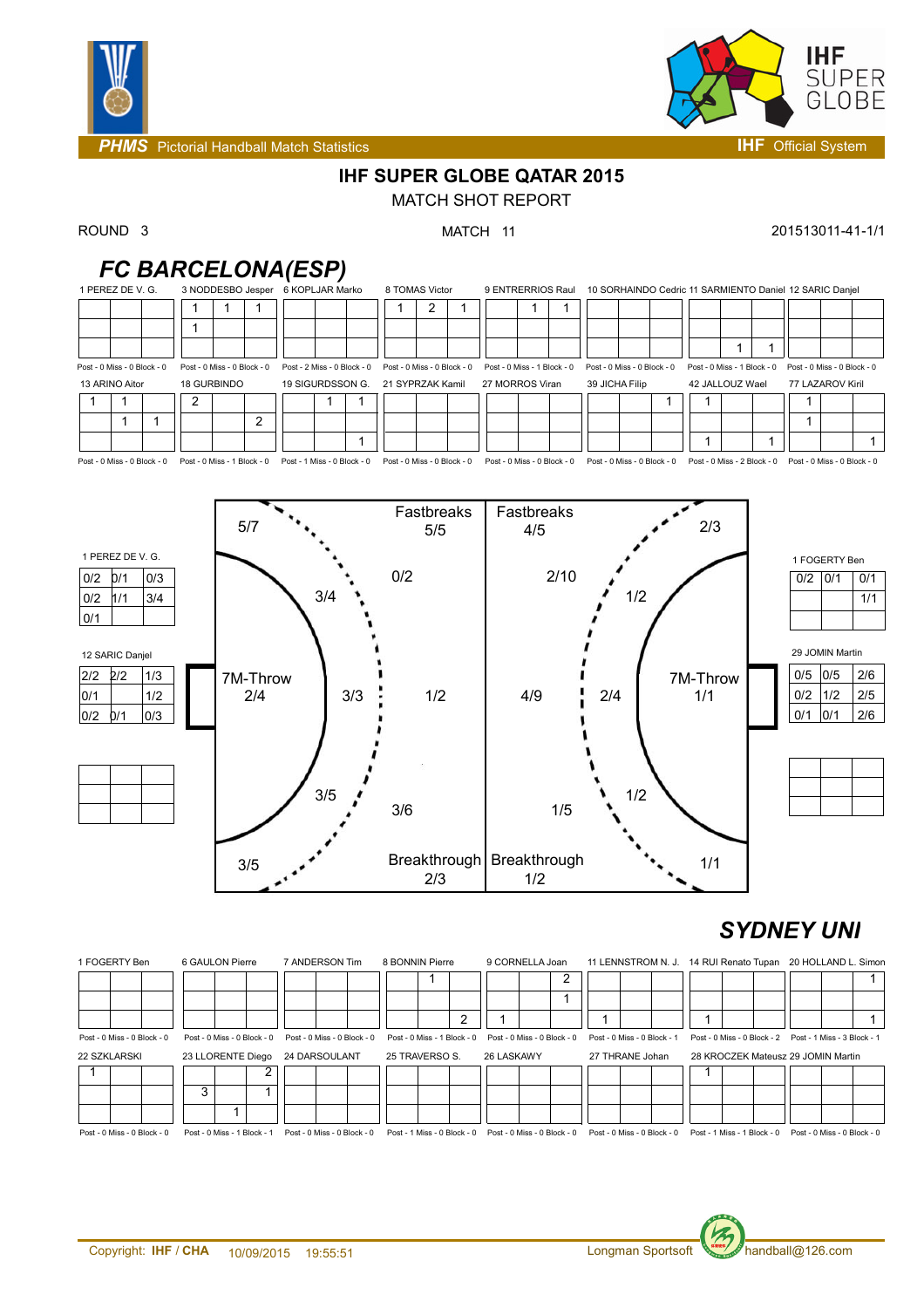PHMS Pictorial Handball Match Statistics

IHF Official System

# IHF SUPER GLOBE QATAR 2015

## MATCH SHOT REPORT

ROUND 3 MATCH 11 201513011-41-1/1

## FC BARCELONA(ESP)

1 PEREZ DE V. G. — Post - 0 Miss - 0 Block - 0

3 NODDESBO Jesper

| | | |
|---|---|---|
| 1 | 1 | 1 |
| 1 | | |
| | | |

Post - 0 Miss - 0 Block - 0

6 KOPLJAR Marko — Post - 2 Miss - 0 Block - 0

8 TOMAS Victor

| | | |
|---|---|---|
| 1 | 2 | 1 |
| | | |
| | | |

Post - 0 Miss - 0 Block - 0

9 ENTRERRIOS Raul

| | | |
|---|---|---|
| | 1 | 1 |
| | | |
| | | |

Post - 0 Miss - 1 Block - 0

10 SORHAINDO Cedric — Post - 0 Miss - 0 Block - 0

11 SARMIENTO Daniel

| | | |
|---|---|---|
| | | |
| | | |
| | 1 | 1 |

Post - 0 Miss - 1 Block - 0

12 SARIC Danjel — Post - 0 Miss - 0 Block - 0

13 ARINO Aitor

| | | |
|---|---|---|
| 1 | 1 | |
| | 1 | 1 |
| | | |

Post - 0 Miss - 0 Block - 0

18 GURBINDO

| | | |
|---|---|---|
| 2 | | |
| | | 2 |
| | | |

Post - 0 Miss - 1 Block - 0

19 SIGURDSSON G.

| | | |
|---|---|---|
| | 1 | 1 |
| | | |
| | | 1 |

Post - 1 Miss - 0 Block - 0

21 SYPRZAK Kamil — Post - 0 Miss - 0 Block - 0

27 MORROS Viran — Post - 0 Miss - 0 Block - 0

39 JICHA Filip

| | | |
|---|---|---|
| | | 1 |
| | | |
| | | |

Post - 0 Miss - 0 Block - 0

42 JALLOUZ Wael

| | | |
|---|---|---|
| 1 | | |
| | | |
| 1 | | 1 |

Post - 0 Miss - 2 Block - 0

77 LAZAROV Kiril

| | | |
|---|---|---|
| 1 | | |
| 1 | | |
| | | 1 |

Post - 0 Miss - 0 Block - 0

### Goalkeepers

1 PEREZ DE V. G.

| | | |
|---|---|---|
| 0/2 | 0/1 | 0/3 |
| 0/2 | 1/1 | 3/4 |
| 0/1 | | |

12 SARIC Danjel

| | | |
|---|---|---|
| 2/2 | 2/2 | 1/3 |
| 0/1 | | 1/2 |
| 0/2 | 0/1 | 0/3 |

1 FOGERTY Ben

| | | |
|---|---|---|
| 0/2 | 0/1 | 0/1 |
| | | 1/1 |
| | | |

29 JOMIN Martin

| | | |
|---|---|---|
| 0/5 | 0/5 | 2/6 |
| 0/2 | 1/2 | 2/5 |
| 0/1 | 0/1 | 2/6 |

### Court

FC Barcelona attack side: 5/7, 3/4, 7M-Throw 2/4, 3/3, 3/5, 3/5, Fastbreaks 5/5, 0/2, 1/2, 3/6, Breakthrough 2/3

Sydney Uni attack side: Fastbreaks 4/5, 2/10, 4/9, 1/5, Breakthrough 1/2, 2/3, 1/2, 2/4, 7M-Throw 1/1, 1/2, 1/1

## SYDNEY UNI

1 FOGERTY Ben — Post - 0 Miss - 0 Block - 0

6 GAULON Pierre — Post - 0 Miss - 0 Block - 0

7 ANDERSON Tim — Post - 0 Miss - 0 Block - 0

8 BONNIN Pierre

| | | |
|---|---|---|
| | 1 | |
| | | |
| | | 2 |

Post - 0 Miss - 1 Block - 0

9 CORNELLA Joan

| | | |
|---|---|---|
| | | 2 |
| | | 1 |
| 1 | | |

Post - 0 Miss - 0 Block - 0

11 LENNSTROM N. J.

| | | |
|---|---|---|
| | | |
| | | |
| 1 | | |

Post - 0 Miss - 0 Block - 1

14 RUI Renato Tupan

| | | |
|---|---|---|
| | | |
| | | |
| 1 | | |

Post - 0 Miss - 0 Block - 2

20 HOLLAND L. Simon

| | | |
|---|---|---|
| | | 1 |
| | | |
| | | 1 |

Post - 1 Miss - 3 Block - 1

22 SZKLARSKI

| | | |
|---|---|---|
| 1 | | |
| | | |
| | | |

Post - 0 Miss - 0 Block - 0

23 LLORENTE Diego

| | | |
|---|---|---|
| | | 2 |
| 3 | | 1 |
| | 1 | |

Post - 0 Miss - 1 Block - 1

24 DARSOULANT — Post - 0 Miss - 0 Block - 0

25 TRAVERSO S. — Post - 1 Miss - 0 Block - 0

26 LASKAWY — Post - 0 Miss - 0 Block - 0

27 THRANE Johan — Post - 0 Miss - 0 Block - 0

28 KROCZEK Mateusz

| | | |
|---|---|---|
| 1 | | |
| | | |
| | | |

Post - 1 Miss - 1 Block - 0

29 JOMIN Martin — Post - 0 Miss - 0 Block - 0

Copyright: IHF / CHA 10/09/2015 19:55:51 Longman Sportsoft handball@126.com